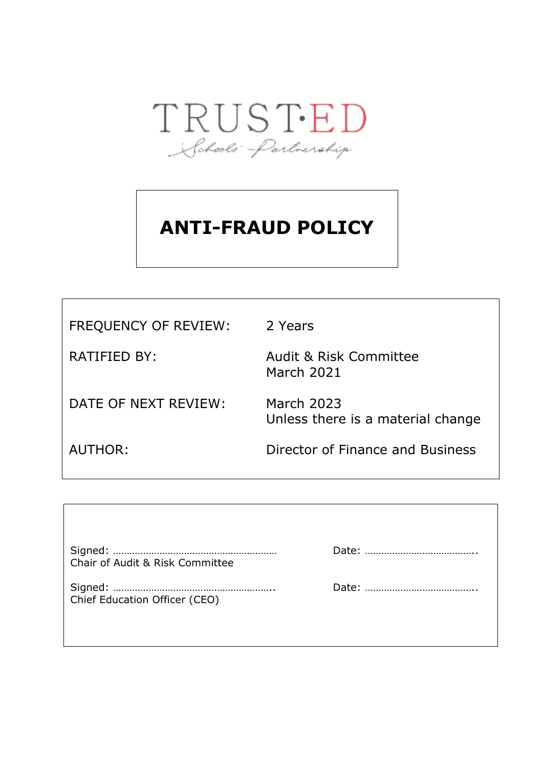TRUST·ED

Schools' Partnership

# ANTI-FRAUD POLICY

| | |
|---|---|
| FREQUENCY OF REVIEW: | 2 Years |
| RATIFIED BY: | Audit & Risk Committee<br>March 2021 |
| DATE OF NEXT REVIEW: | March 2023<br>Unless there is a material change |
| AUTHOR: | Director of Finance and Business |

Signed: ………………………………………………… Date: …………………………………..
Chair of Audit & Risk Committee

Signed: ………………………………………………….. Date: …………………………………..
Chief Education Officer (CEO)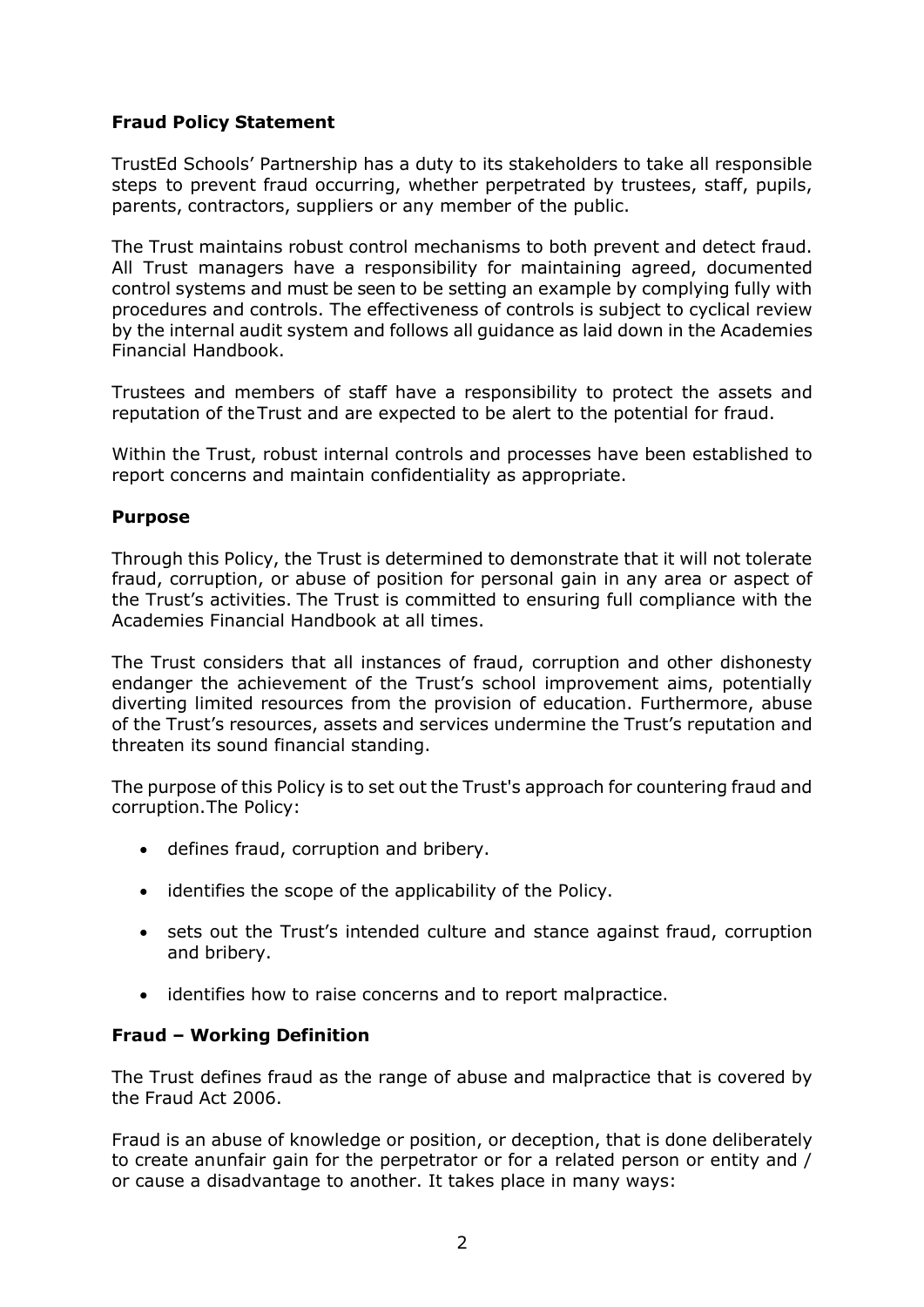**Fraud Policy Statement**

TrustEd Schools' Partnership has a duty to its stakeholders to take all responsible steps to prevent fraud occurring, whether perpetrated by trustees, staff, pupils, parents, contractors, suppliers or any member of the public.

The Trust maintains robust control mechanisms to both prevent and detect fraud. All Trust managers have a responsibility for maintaining agreed, documented control systems and must be seen to be setting an example by complying fully with procedures and controls. The effectiveness of controls is subject to cyclical review by the internal audit system and follows all guidance as laid down in the Academies Financial Handbook.

Trustees and members of staff have a responsibility to protect the assets and reputation of theTrust and are expected to be alert to the potential for fraud.

Within the Trust, robust internal controls and processes have been established to report concerns and maintain confidentiality as appropriate.

**Purpose**

Through this Policy, the Trust is determined to demonstrate that it will not tolerate fraud, corruption, or abuse of position for personal gain in any area or aspect of the Trust's activities. The Trust is committed to ensuring full compliance with the Academies Financial Handbook at all times.

The Trust considers that all instances of fraud, corruption and other dishonesty endanger the achievement of the Trust's school improvement aims, potentially diverting limited resources from the provision of education. Furthermore, abuse of the Trust's resources, assets and services undermine the Trust's reputation and threaten its sound financial standing.

The purpose of this Policy is to set out the Trust's approach for countering fraud and corruption.The Policy:

- defines fraud, corruption and bribery.
- identifies the scope of the applicability of the Policy.
- sets out the Trust's intended culture and stance against fraud, corruption and bribery.
- identifies how to raise concerns and to report malpractice.

**Fraud – Working Definition**

The Trust defines fraud as the range of abuse and malpractice that is covered by the Fraud Act 2006.

Fraud is an abuse of knowledge or position, or deception, that is done deliberately to create anunfair gain for the perpetrator or for a related person or entity and / or cause a disadvantage to another. It takes place in many ways: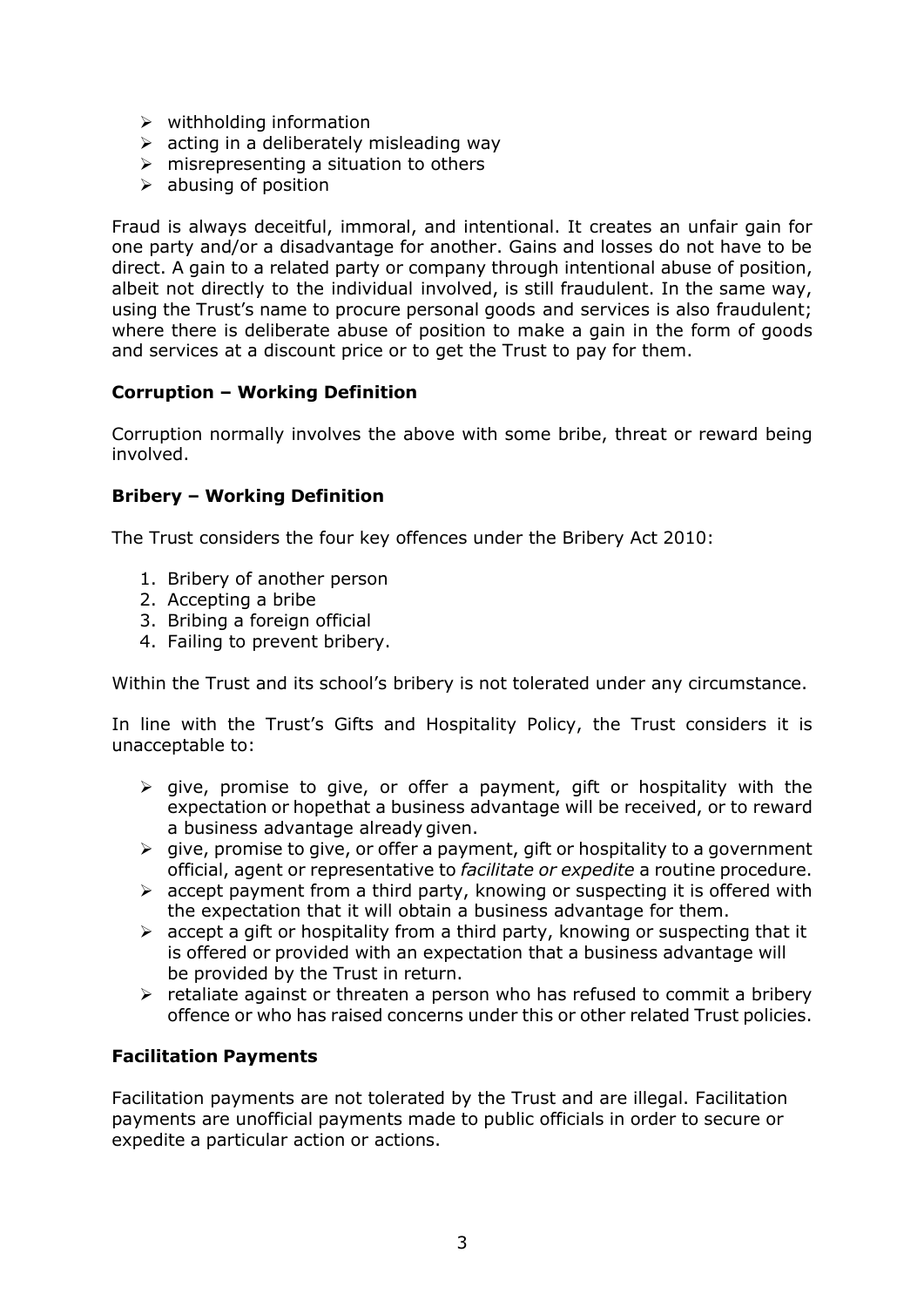- withholding information
- acting in a deliberately misleading way
- misrepresenting a situation to others
- abusing of position

Fraud is always deceitful, immoral, and intentional. It creates an unfair gain for one party and/or a disadvantage for another. Gains and losses do not have to be direct. A gain to a related party or company through intentional abuse of position, albeit not directly to the individual involved, is still fraudulent. In the same way, using the Trust's name to procure personal goods and services is also fraudulent; where there is deliberate abuse of position to make a gain in the form of goods and services at a discount price or to get the Trust to pay for them.

**Corruption – Working Definition**

Corruption normally involves the above with some bribe, threat or reward being involved.

**Bribery – Working Definition**

The Trust considers the four key offences under the Bribery Act 2010:

1. Bribery of another person
2. Accepting a bribe
3. Bribing a foreign official
4. Failing to prevent bribery.

Within the Trust and its school's bribery is not tolerated under any circumstance.

In line with the Trust's Gifts and Hospitality Policy, the Trust considers it is unacceptable to:

- give, promise to give, or offer a payment, gift or hospitality with the expectation or hopethat a business advantage will be received, or to reward a business advantage already given.
- give, promise to give, or offer a payment, gift or hospitality to a government official, agent or representative to *facilitate or expedite* a routine procedure.
- accept payment from a third party, knowing or suspecting it is offered with the expectation that it will obtain a business advantage for them.
- accept a gift or hospitality from a third party, knowing or suspecting that it is offered or provided with an expectation that a business advantage will be provided by the Trust in return.
- retaliate against or threaten a person who has refused to commit a bribery offence or who has raised concerns under this or other related Trust policies.

**Facilitation Payments**

Facilitation payments are not tolerated by the Trust and are illegal. Facilitation payments are unofficial payments made to public officials in order to secure or expedite a particular action or actions.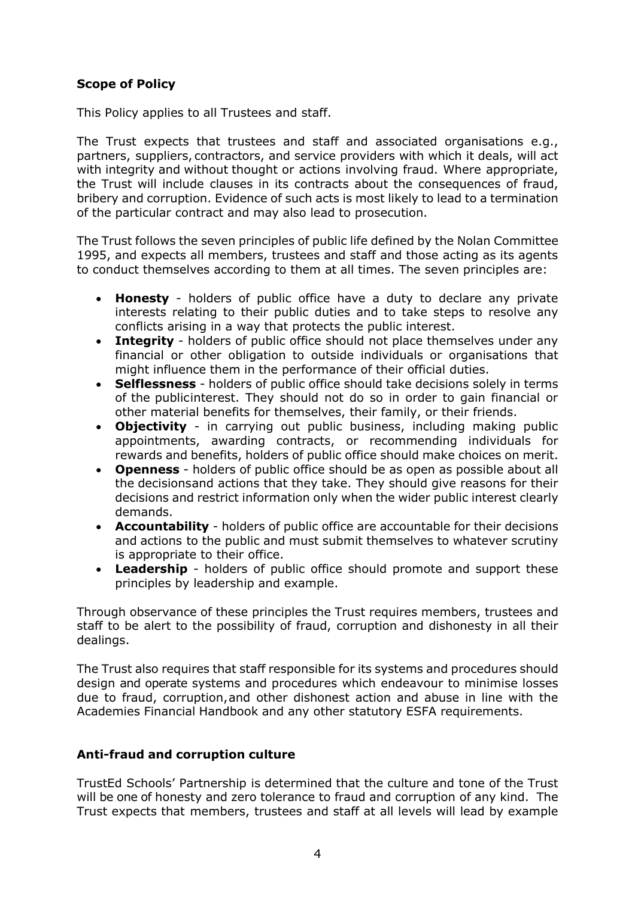### Scope of Policy

This Policy applies to all Trustees and staff.

The Trust expects that trustees and staff and associated organisations e.g., partners, suppliers, contractors, and service providers with which it deals, will act with integrity and without thought or actions involving fraud. Where appropriate, the Trust will include clauses in its contracts about the consequences of fraud, bribery and corruption. Evidence of such acts is most likely to lead to a termination of the particular contract and may also lead to prosecution.

The Trust follows the seven principles of public life defined by the Nolan Committee 1995, and expects all members, trustees and staff and those acting as its agents to conduct themselves according to them at all times. The seven principles are:

- **Honesty** - holders of public office have a duty to declare any private interests relating to their public duties and to take steps to resolve any conflicts arising in a way that protects the public interest.
- **Integrity** - holders of public office should not place themselves under any financial or other obligation to outside individuals or organisations that might influence them in the performance of their official duties.
- **Selflessness** - holders of public office should take decisions solely in terms of the publicinterest. They should not do so in order to gain financial or other material benefits for themselves, their family, or their friends.
- **Objectivity** - in carrying out public business, including making public appointments, awarding contracts, or recommending individuals for rewards and benefits, holders of public office should make choices on merit.
- **Openness** - holders of public office should be as open as possible about all the decisionsand actions that they take. They should give reasons for their decisions and restrict information only when the wider public interest clearly demands.
- **Accountability** - holders of public office are accountable for their decisions and actions to the public and must submit themselves to whatever scrutiny is appropriate to their office.
- **Leadership** - holders of public office should promote and support these principles by leadership and example.

Through observance of these principles the Trust requires members, trustees and staff to be alert to the possibility of fraud, corruption and dishonesty in all their dealings.

The Trust also requires that staff responsible for its systems and procedures should design and operate systems and procedures which endeavour to minimise losses due to fraud, corruption, and other dishonest action and abuse in line with the Academies Financial Handbook and any other statutory ESFA requirements.

### Anti-fraud and corruption culture

TrustEd Schools' Partnership is determined that the culture and tone of the Trust will be one of honesty and zero tolerance to fraud and corruption of any kind. The Trust expects that members, trustees and staff at all levels will lead by example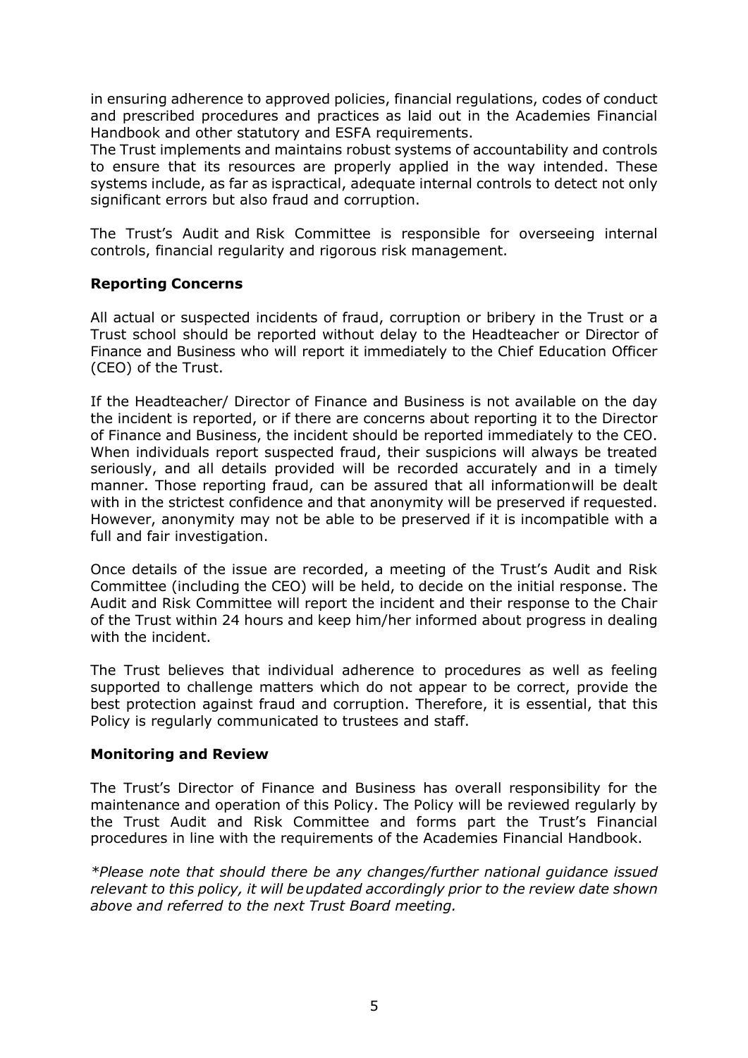in ensuring adherence to approved policies, financial regulations, codes of conduct and prescribed procedures and practices as laid out in the Academies Financial Handbook and other statutory and ESFA requirements.

The Trust implements and maintains robust systems of accountability and controls to ensure that its resources are properly applied in the way intended. These systems include, as far as ispractical, adequate internal controls to detect not only significant errors but also fraud and corruption.

The Trust's Audit and Risk Committee is responsible for overseeing internal controls, financial regularity and rigorous risk management.

**Reporting Concerns**

All actual or suspected incidents of fraud, corruption or bribery in the Trust or a Trust school should be reported without delay to the Headteacher or Director of Finance and Business who will report it immediately to the Chief Education Officer (CEO) of the Trust.

If the Headteacher/ Director of Finance and Business is not available on the day the incident is reported, or if there are concerns about reporting it to the Director of Finance and Business, the incident should be reported immediately to the CEO. When individuals report suspected fraud, their suspicions will always be treated seriously, and all details provided will be recorded accurately and in a timely manner. Those reporting fraud, can be assured that all informationwill be dealt with in the strictest confidence and that anonymity will be preserved if requested. However, anonymity may not be able to be preserved if it is incompatible with a full and fair investigation.

Once details of the issue are recorded, a meeting of the Trust's Audit and Risk Committee (including the CEO) will be held, to decide on the initial response. The Audit and Risk Committee will report the incident and their response to the Chair of the Trust within 24 hours and keep him/her informed about progress in dealing with the incident.

The Trust believes that individual adherence to procedures as well as feeling supported to challenge matters which do not appear to be correct, provide the best protection against fraud and corruption. Therefore, it is essential, that this Policy is regularly communicated to trustees and staff.

**Monitoring and Review**

The Trust's Director of Finance and Business has overall responsibility for the maintenance and operation of this Policy. The Policy will be reviewed regularly by the Trust Audit and Risk Committee and forms part the Trust's Financial procedures in line with the requirements of the Academies Financial Handbook.

*\*Please note that should there be any changes/further national guidance issued relevant to this policy, it will beupdated accordingly prior to the review date shown above and referred to the next Trust Board meeting.*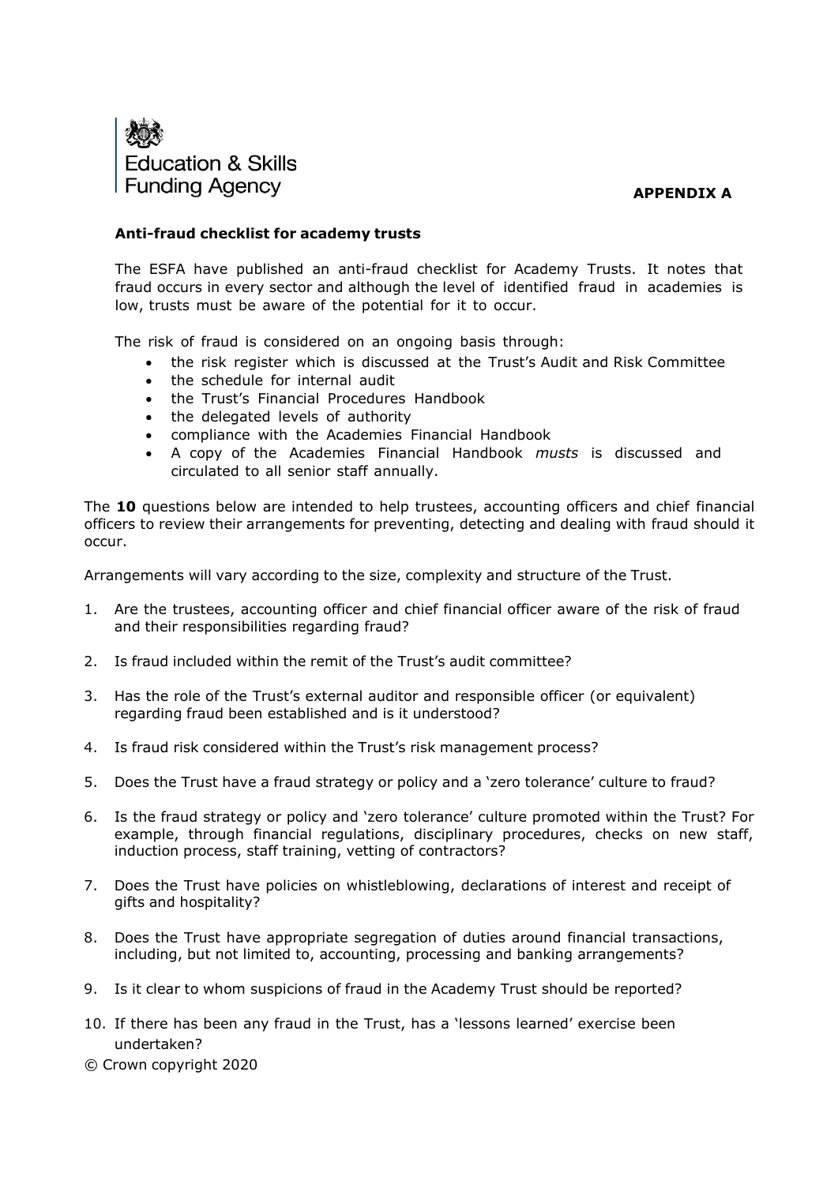Education & Skills
Funding Agency

**APPENDIX A**

**Anti-fraud checklist for academy trusts**

The ESFA have published an anti-fraud checklist for Academy Trusts. It notes that fraud occurs in every sector and although the level of identified fraud in academies is low, trusts must be aware of the potential for it to occur.

The risk of fraud is considered on an ongoing basis through:

- the risk register which is discussed at the Trust's Audit and Risk Committee
- the schedule for internal audit
- the Trust's Financial Procedures Handbook
- the delegated levels of authority
- compliance with the Academies Financial Handbook
- A copy of the Academies Financial Handbook *musts* is discussed and circulated to all senior staff annually.

The **10** questions below are intended to help trustees, accounting officers and chief financial officers to review their arrangements for preventing, detecting and dealing with fraud should it occur.

Arrangements will vary according to the size, complexity and structure of the Trust.

1. Are the trustees, accounting officer and chief financial officer aware of the risk of fraud and their responsibilities regarding fraud?
2. Is fraud included within the remit of the Trust's audit committee?
3. Has the role of the Trust's external auditor and responsible officer (or equivalent) regarding fraud been established and is it understood?
4. Is fraud risk considered within the Trust's risk management process?
5. Does the Trust have a fraud strategy or policy and a 'zero tolerance' culture to fraud?
6. Is the fraud strategy or policy and 'zero tolerance' culture promoted within the Trust? For example, through financial regulations, disciplinary procedures, checks on new staff, induction process, staff training, vetting of contractors?
7. Does the Trust have policies on whistleblowing, declarations of interest and receipt of gifts and hospitality?
8. Does the Trust have appropriate segregation of duties around financial transactions, including, but not limited to, accounting, processing and banking arrangements?
9. Is it clear to whom suspicions of fraud in the Academy Trust should be reported?
10. If there has been any fraud in the Trust, has a 'lessons learned' exercise been undertaken?

© Crown copyright 2020